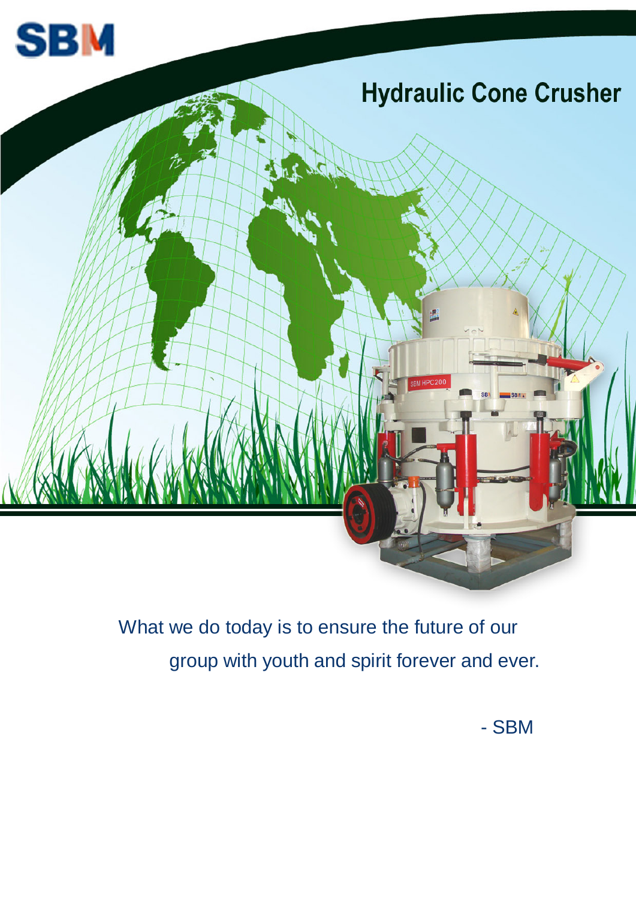SBM

# Hydraulic Cone Crusher

What we do today is to ensure the future of our group with youth and spirit forever and ever.

- SBM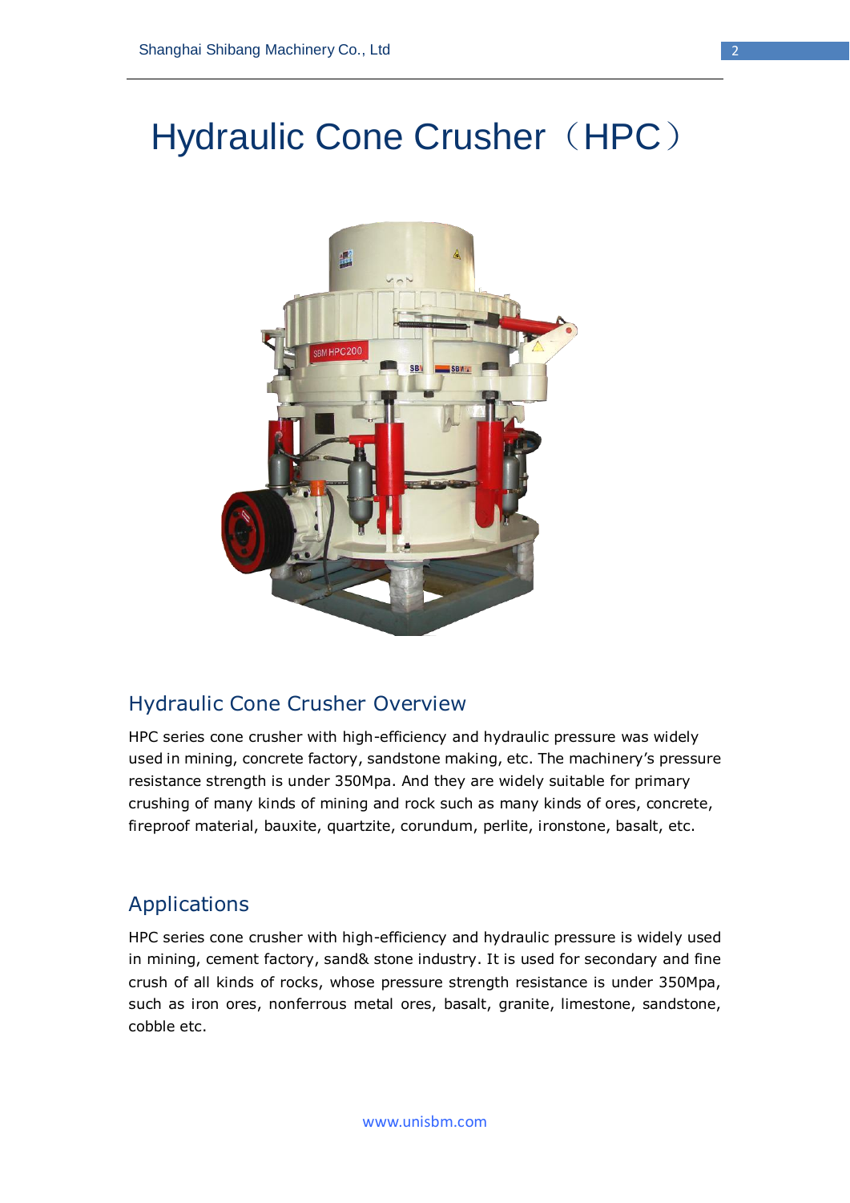# Hydraulic Cone Crusher（HPC）

## Hydraulic Cone Crusher Overview

HPC series cone crusher with high-efficiency and hydraulic pressure was widely used in mining, concrete factory, sandstone making, etc. The machinery's pressure resistance strength is under 350Mpa. And they are widely suitable for primary crushing of many kinds of mining and rock such as many kinds of ores, concrete, fireproof material, bauxite, quartzite, corundum, perlite, ironstone, basalt, etc.

## Applications

HPC series cone crusher with high-efficiency and hydraulic pressure is widely used in mining, cement factory, sand& stone industry. It is used for secondary and fine crush of all kinds of rocks, whose pressure strength resistance is under 350Mpa, such as iron ores, nonferrous metal ores, basalt, granite, limestone, sandstone, cobble etc.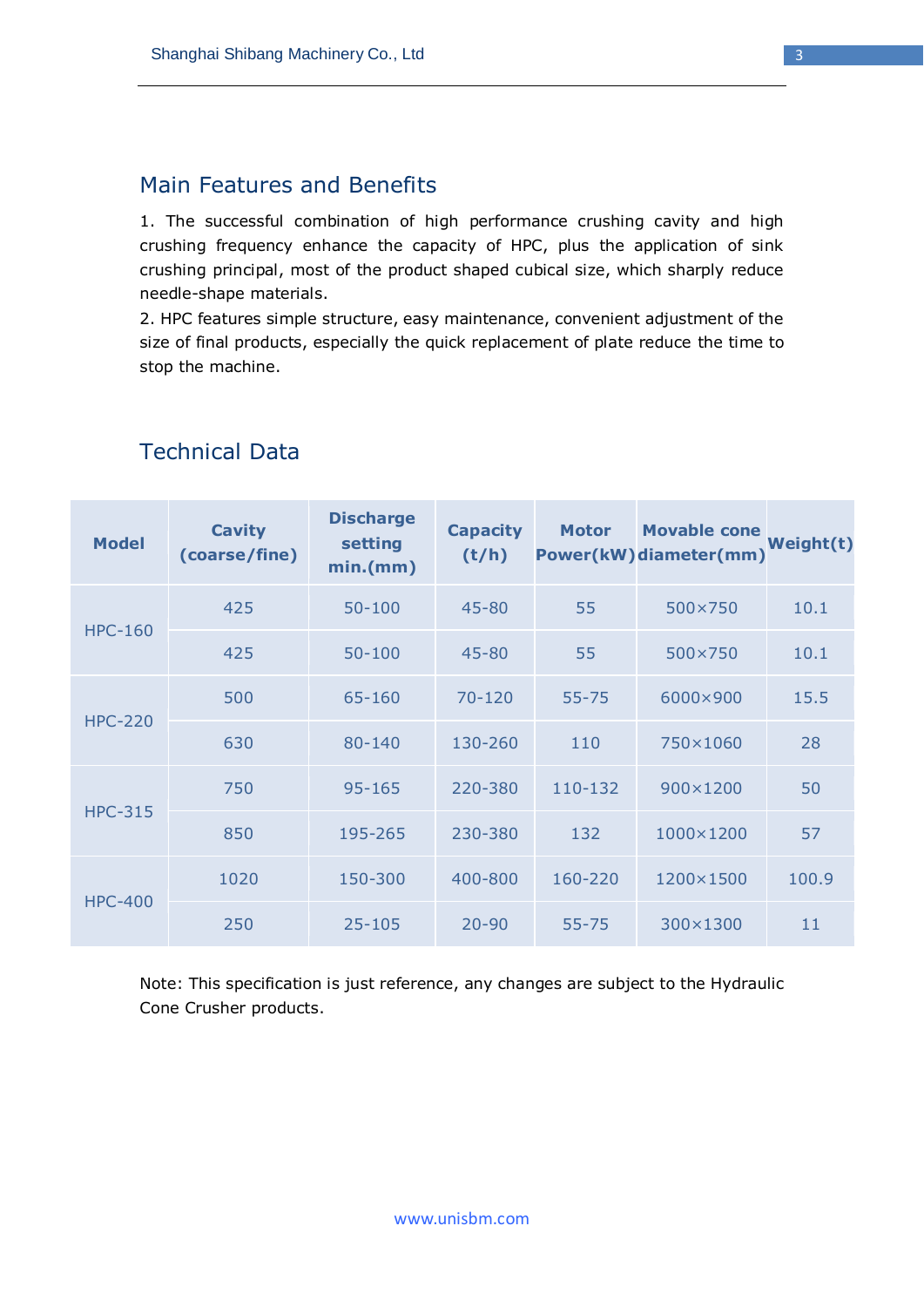## Main Features and Benefits

1. The successful combination of high performance crushing cavity and high crushing frequency enhance the capacity of HPC, plus the application of sink crushing principal, most of the product shaped cubical size, which sharply reduce needle-shape materials.
2. HPC features simple structure, easy maintenance, convenient adjustment of the size of final products, especially the quick replacement of plate reduce the time to stop the machine.

## Technical Data

| Model | Cavity (coarse/fine) | Discharge setting min.(mm) | Capacity (t/h) | Motor Power(kW) | Movable cone diameter(mm) | Weight(t) |
|---|---|---|---|---|---|---|
| HPC-160 | 425 | 50-100 | 45-80 | 55 | 500×750 | 10.1 |
| | 425 | 50-100 | 45-80 | 55 | 500×750 | 10.1 |
| HPC-220 | 500 | 65-160 | 70-120 | 55-75 | 6000×900 | 15.5 |
| | 630 | 80-140 | 130-260 | 110 | 750×1060 | 28 |
| HPC-315 | 750 | 95-165 | 220-380 | 110-132 | 900×1200 | 50 |
| | 850 | 195-265 | 230-380 | 132 | 1000×1200 | 57 |
| HPC-400 | 1020 | 150-300 | 400-800 | 160-220 | 1200×1500 | 100.9 |
| | 250 | 25-105 | 20-90 | 55-75 | 300×1300 | 11 |

Note: This specification is just reference, any changes are subject to the Hydraulic Cone Crusher products.

www.unisbm.com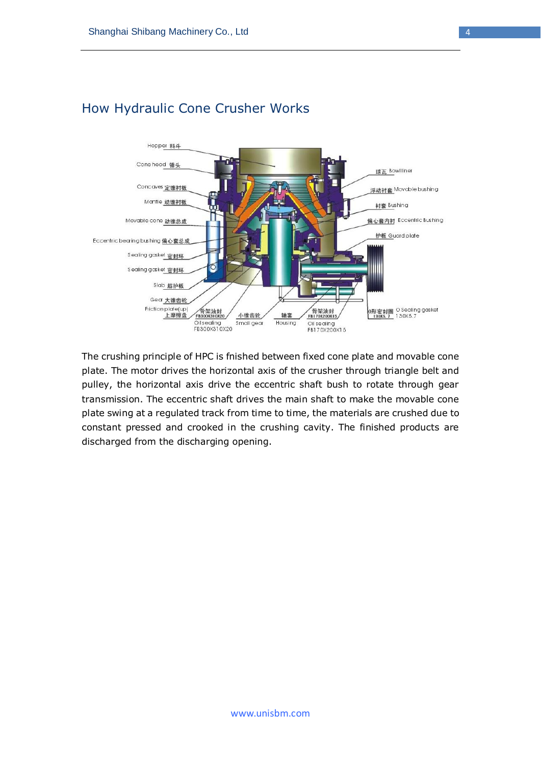## How Hydraulic Cone Crusher Works

Hopper 料斗

Cone head 锤头

Concaves 定锥衬板

Mantle 动锥衬板

Movable cone 动锥总成

Eccentric bearing bushing 偏心套总成

Sealing gasket 密封环

Sealing gasket 密封环

Slab 筋护板

Gear 大锥齿轮

Friction plate(up) 上摩擦盘

骨架油封 FB300X310X20 Oil sealing FB300X310X20

小锥齿轮 Small gear

轴套 Housing

骨架油封 FB170X200X15 Oil sealing FB170X200X15

O形密封圈 130X5.7 O Sealing gasket 130X5.7

球瓦 Bowl liner

浮动衬套 Movable bushing

衬套 Bushing

偏心套内衬 Eccentric Bushing

护板 Guard plate

The crushing principle of HPC is fnished between fixed cone plate and movable cone plate. The motor drives the horizontal axis of the crusher through triangle belt and pulley, the horizontal axis drive the eccentric shaft bush to rotate through gear transmission. The eccentric shaft drives the main shaft to make the movable cone plate swing at a regulated track from time to time, the materials are crushed due to constant pressed and crooked in the crushing cavity. The finished products are discharged from the discharging opening.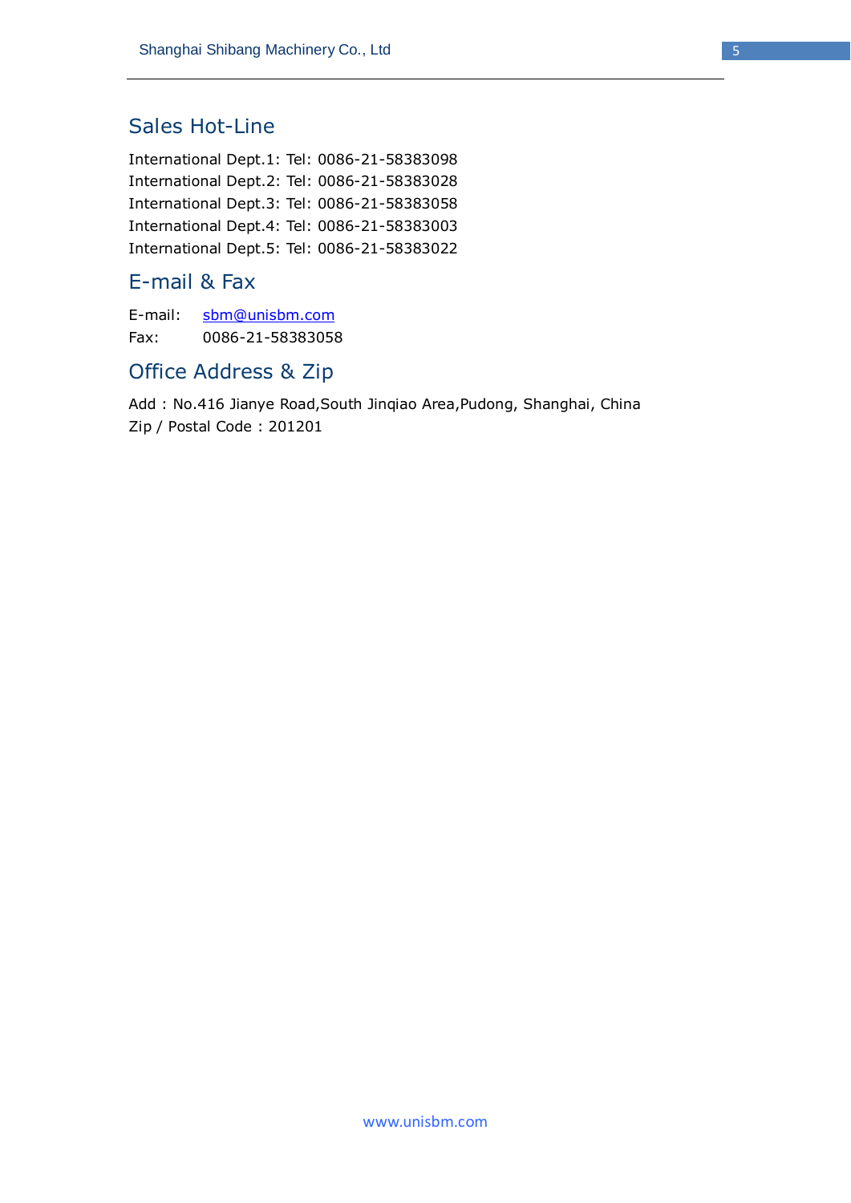## Sales Hot-Line

International Dept.1: Tel: 0086-21-58383098
International Dept.2: Tel: 0086-21-58383028
International Dept.3: Tel: 0086-21-58383058
International Dept.4: Tel: 0086-21-58383003
International Dept.5: Tel: 0086-21-58383022

## E-mail & Fax

E-mail: sbm@unisbm.com
Fax: 0086-21-58383058

## Office Address & Zip

Add : No.416 Jianye Road,South Jinqiao Area,Pudong, Shanghai, China
Zip / Postal Code : 201201